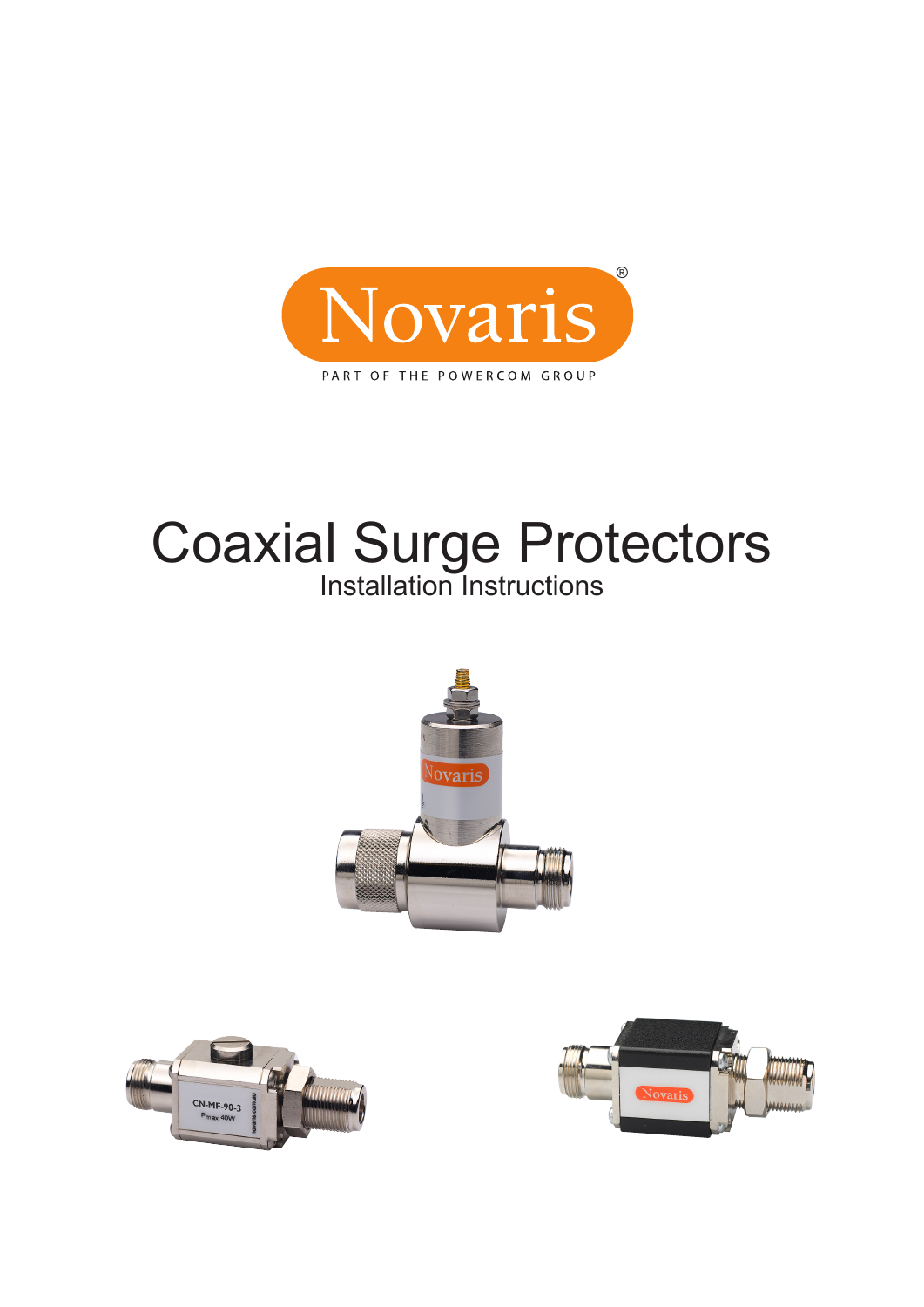Novaris®

PART OF THE POWERCOM GROUP

# Coaxial Surge Protectors

## Installation Instructions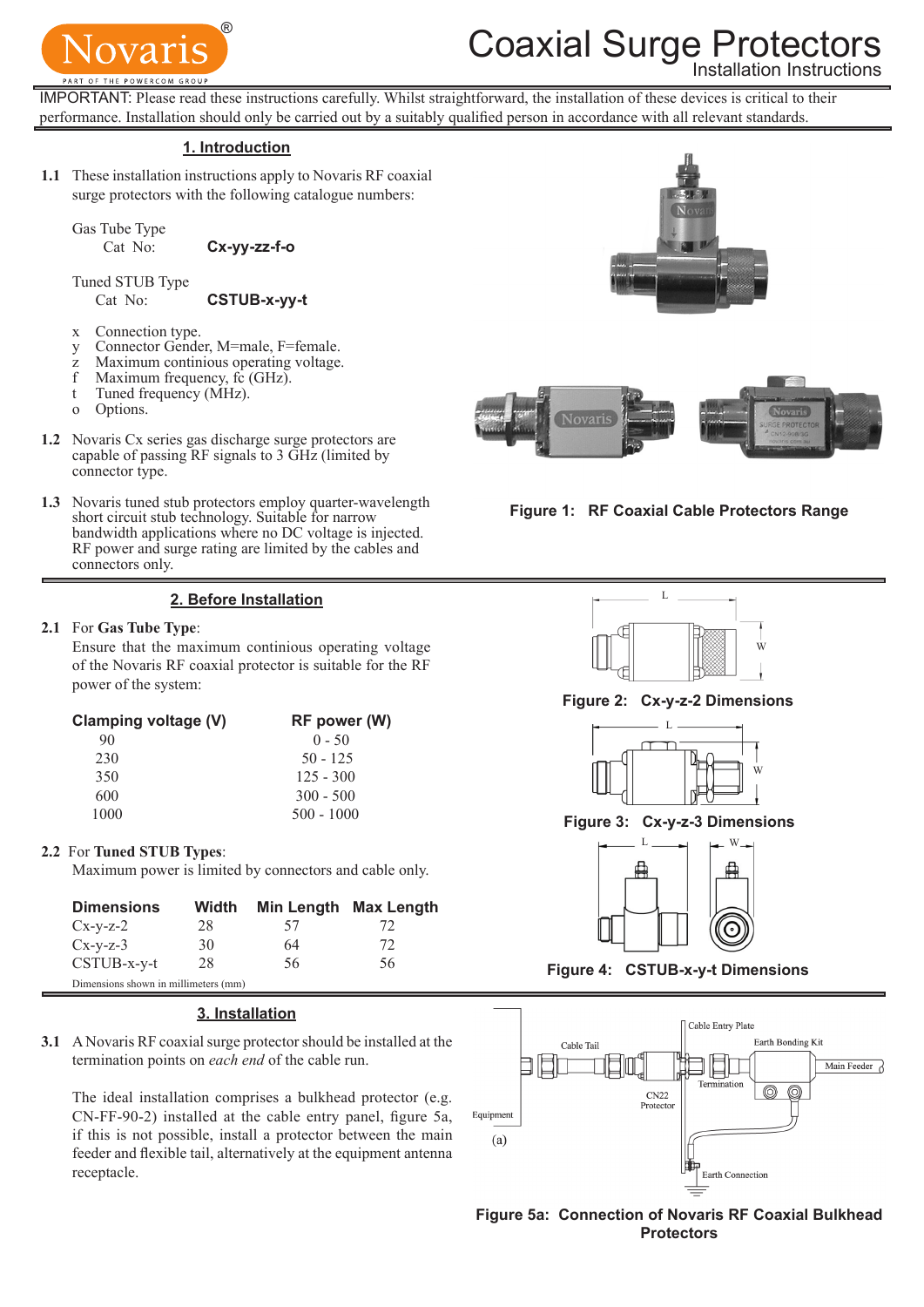# Coaxial Surge Protectors

Installation Instructions

IMPORTANT: Please read these instructions carefully. Whilst straightforward, the installation of these devices is critical to their performance. Installation should only be carried out by a suitably qualified person in accordance with all relevant standards.

## 1. Introduction

**1.1** These installation instructions apply to Novaris RF coaxial surge protectors with the following catalogue numbers:

Gas Tube Type
Cat No: **Cx-yy-zz-f-o**

Tuned STUB Type
Cat No: **CSTUB-x-yy-t**

- x Connection type.
- y Connector Gender, M=male, F=female.
- z Maximum continious operating voltage.
- f Maximum frequency, fc (GHz).
- t Tuned frequency (MHz).
- o Options.

**1.2** Novaris Cx series gas discharge surge protectors are capable of passing RF signals to 3 GHz (limited by connector type.

**1.3** Novaris tuned stub protectors employ quarter-wavelength short circuit stub technology. Suitable for narrow bandwidth applications where no DC voltage is injected. RF power and surge rating are limited by the cables and connectors only.

**Figure 1: RF Coaxial Cable Protectors Range**

## 2. Before Installation

**2.1** For **Gas Tube Type**:
Ensure that the maximum continious operating voltage of the Novaris RF coaxial protector is suitable for the RF power of the system:

| Clamping voltage (V) | RF power (W) |
|---|---|
| 90 | 0 - 50 |
| 230 | 50 - 125 |
| 350 | 125 - 300 |
| 600 | 300 - 500 |
| 1000 | 500 - 1000 |

**2.2** For **Tuned STUB Types**:
Maximum power is limited by connectors and cable only.

| Dimensions | Width | Min Length | Max Length |
|---|---|---|---|
| Cx-y-z-2 | 28 | 57 | 72 |
| Cx-y-z-3 | 30 | 64 | 72 |
| CSTUB-x-y-t | 28 | 56 | 56 |

Dimensions shown in millimeters (mm)

**Figure 2: Cx-y-z-2 Dimensions**

**Figure 3: Cx-y-z-3 Dimensions**

**Figure 4: CSTUB-x-y-t Dimensions**

## 3. Installation

**3.1** A Novaris RF coaxial surge protector should be installed at the termination points on *each end* of the cable run.

The ideal installation comprises a bulkhead protector (e.g. CN-FF-90-2) installed at the cable entry panel, figure 5a, if this is not possible, install a protector between the main feeder and flexible tail, alternatively at the equipment antenna receptacle.

**Figure 5a: Connection of Novaris RF Coaxial Bulkhead Protectors**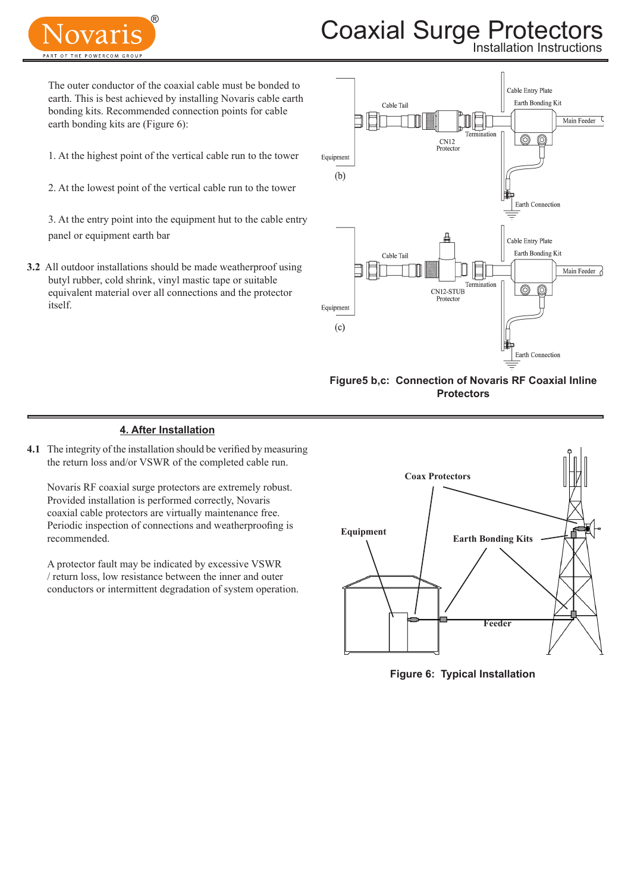The outer conductor of the coaxial cable must be bonded to earth. This is best achieved by installing Novaris cable earth bonding kits. Recommended connection points for cable earth bonding kits are (Figure 6):

1. At the highest point of the vertical cable run to the tower

2. At the lowest point of the vertical cable run to the tower

3. At the entry point into the equipment hut to the cable entry panel or equipment earth bar

**3.2** All outdoor installations should be made weatherproof using butyl rubber, cold shrink, vinyl mastic tape or suitable equivalent material over all connections and the protector itself.

**Figure5 b,c: Connection of Novaris RF Coaxial Inline Protectors**

## 4. After Installation

**4.1** The integrity of the installation should be verified by measuring the return loss and/or VSWR of the completed cable run.

Novaris RF coaxial surge protectors are extremely robust. Provided installation is performed correctly, Novaris coaxial cable protectors are virtually maintenance free. Periodic inspection of connections and weatherproofing is recommended.

A protector fault may be indicated by excessive VSWR / return loss, low resistance between the inner and outer conductors or intermittent degradation of system operation.

**Figure 6: Typical Installation**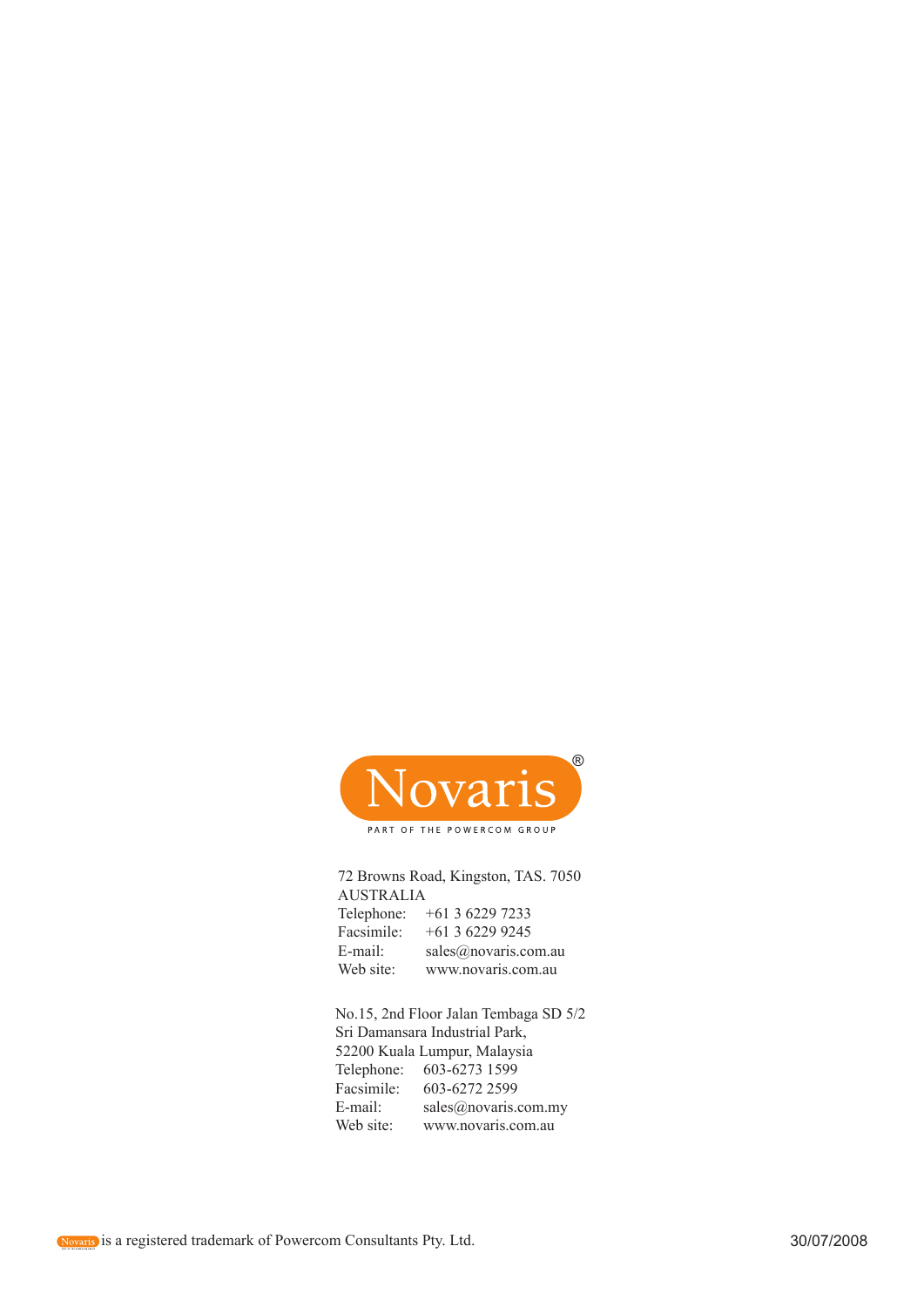Novaris®

PART OF THE POWERCOM GROUP

72 Browns Road, Kingston, TAS. 7050
AUSTRALIA

| | |
|---|---|
| Telephone: | +61 3 6229 7233 |
| Facsimile: | +61 3 6229 9245 |
| E-mail: | sales@novaris.com.au |
| Web site: | www.novaris.com.au |

No.15, 2nd Floor Jalan Tembaga SD 5/2
Sri Damansara Industrial Park,
52200 Kuala Lumpur, Malaysia

| | |
|---|---|
| Telephone: | 603-6273 1599 |
| Facsimile: | 603-6272 2599 |
| E-mail: | sales@novaris.com.my |
| Web site: | www.novaris.com.au |

Novaris is a registered trademark of Powercom Consultants Pty. Ltd.

30/07/2008